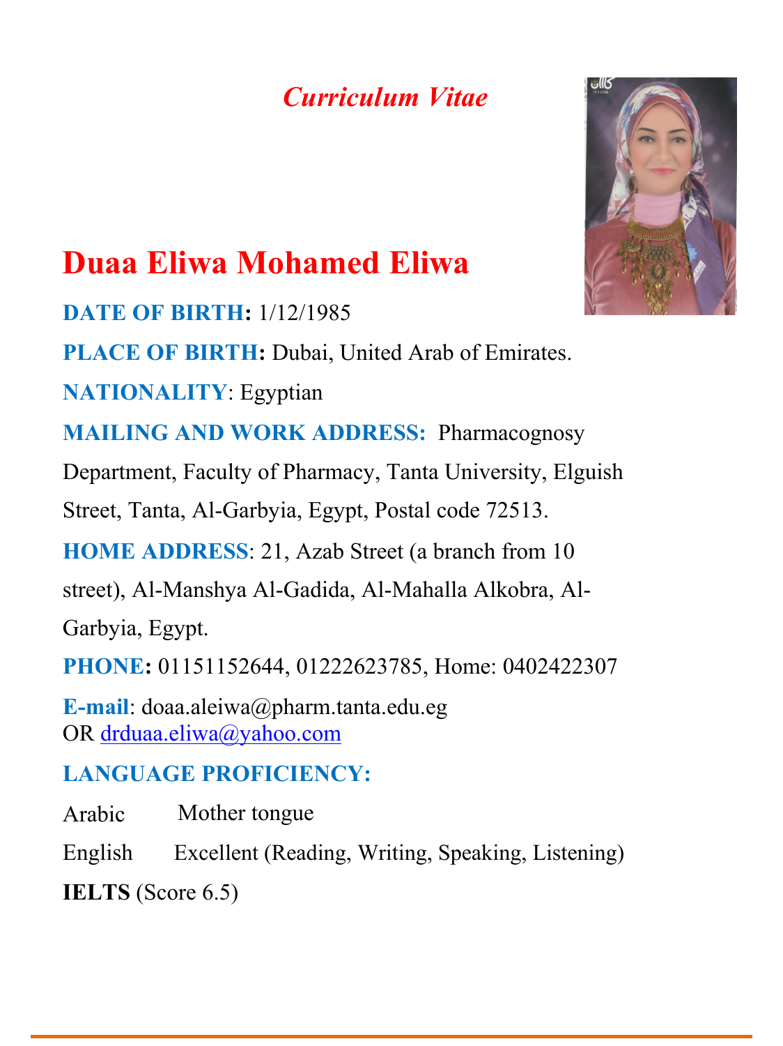*Curriculum Vitae*

# Duaa Eliwa Mohamed Eliwa

**DATE OF BIRTH:** 1/12/1985

**PLACE OF BIRTH:** Dubai, United Arab of Emirates.

**NATIONALITY**: Egyptian

**MAILING AND WORK ADDRESS:** Pharmacognosy Department, Faculty of Pharmacy, Tanta University, Elguish Street, Tanta, Al-Garbyia, Egypt, Postal code 72513.

**HOME ADDRESS**: 21, Azab Street (a branch from 10 street), Al-Manshya Al-Gadida, Al-Mahalla Alkobra, Al-Garbyia, Egypt.

**PHONE:** 01151152644, 01222623785, Home: 0402422307

**E-mail**: doaa.aleiwa@pharm.tanta.edu.eg
OR drduaa.eliwa@yahoo.com

## LANGUAGE PROFICIENCY:

Arabic Mother tongue

English Excellent (Reading, Writing, Speaking, Listening)

**IELTS** (Score 6.5)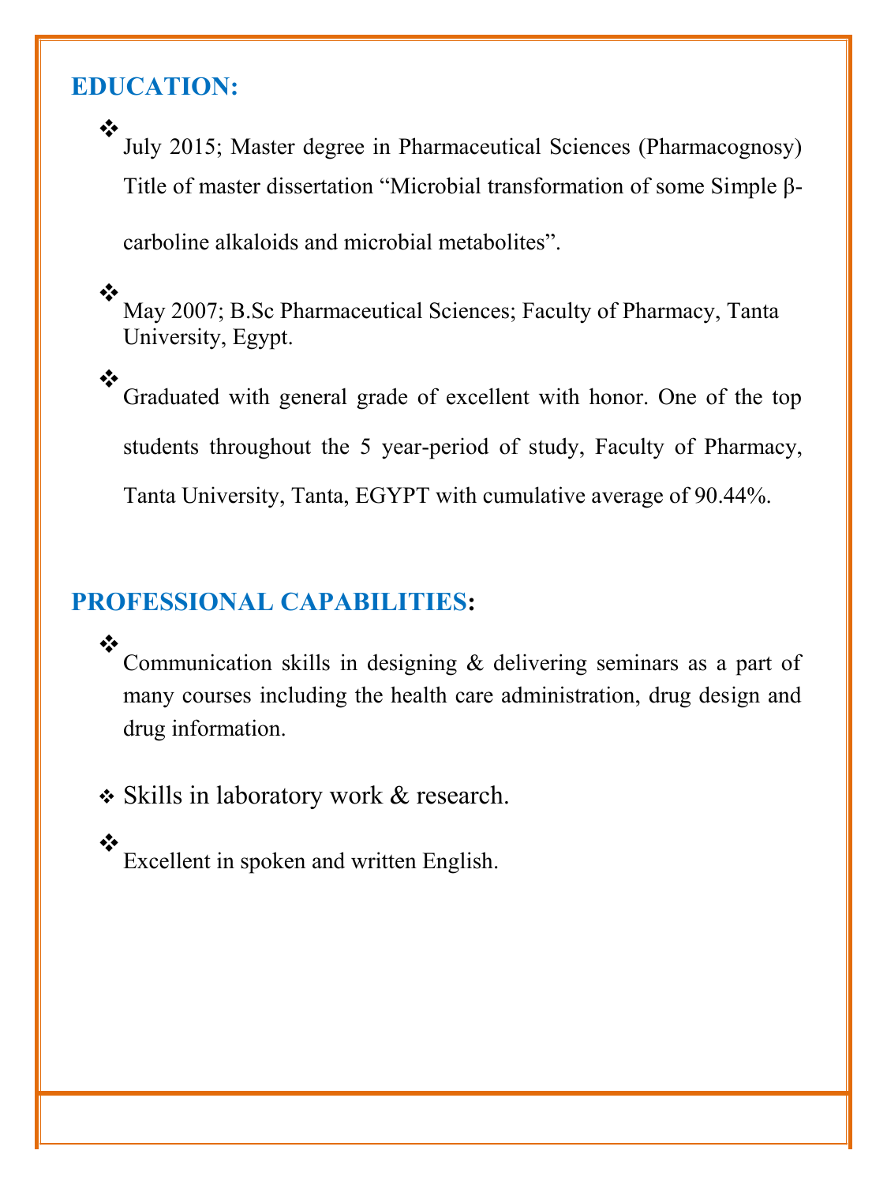## EDUCATION:

- July 2015; Master degree in Pharmaceutical Sciences (Pharmacognosy) Title of master dissertation “Microbial transformation of some Simple β-carboline alkaloids and microbial metabolites”.
- May 2007; B.Sc Pharmaceutical Sciences; Faculty of Pharmacy, Tanta University, Egypt.
- Graduated with general grade of excellent with honor. One of the top students throughout the 5 year-period of study, Faculty of Pharmacy, Tanta University, Tanta, EGYPT with cumulative average of 90.44%.

## PROFESSIONAL CAPABILITIES:

- Communication skills in designing & delivering seminars as a part of many courses including the health care administration, drug design and drug information.
- Skills in laboratory work & research.
- Excellent in spoken and written English.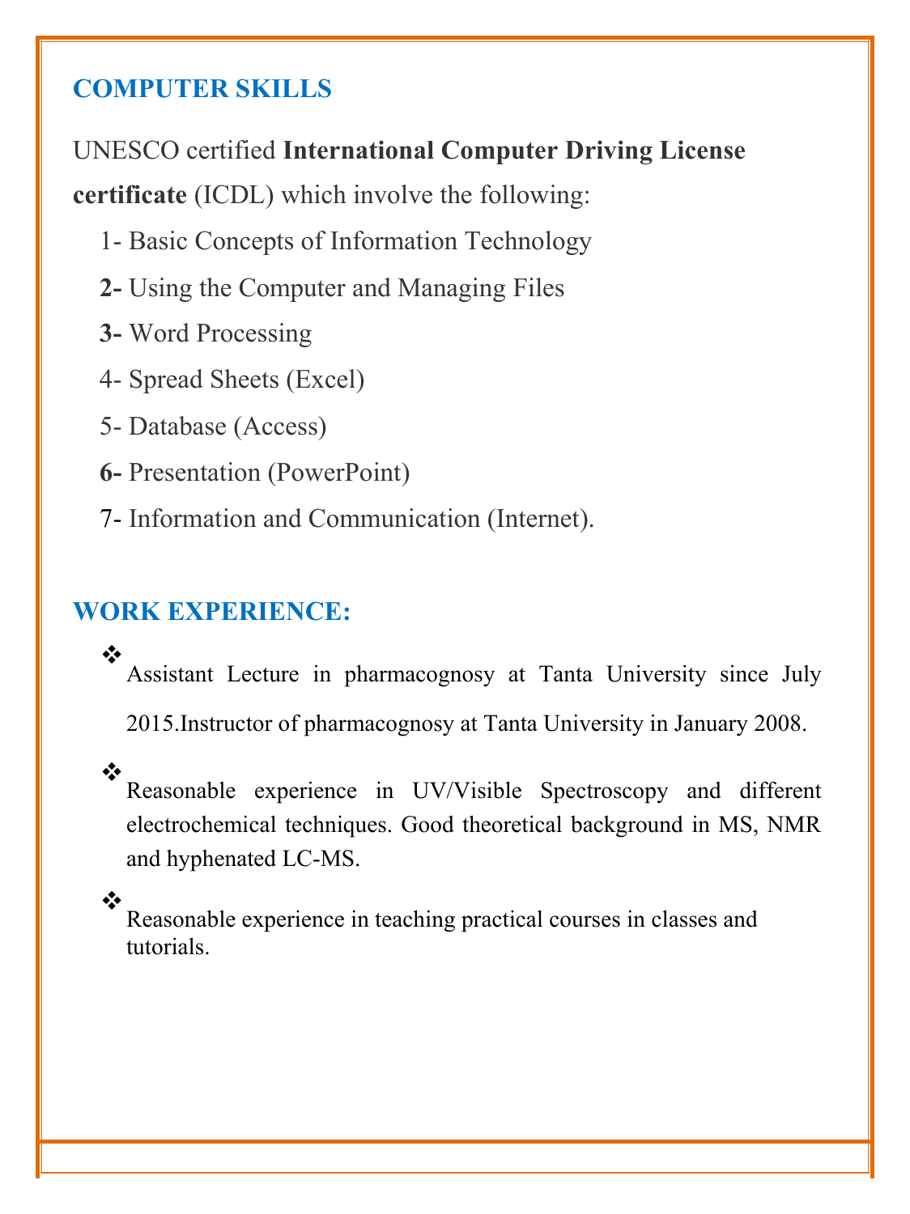## COMPUTER SKILLS

UNESCO certified **International Computer Driving License certificate** (ICDL) which involve the following:

1- Basic Concepts of Information Technology

**2-** Using the Computer and Managing Files

**3-** Word Processing

4- Spread Sheets (Excel)

5- Database (Access)

**6-** Presentation (PowerPoint)

7- Information and Communication (Internet).

## WORK EXPERIENCE:

- Assistant Lecture in pharmacognosy at Tanta University since July 2015.Instructor of pharmacognosy at Tanta University in January 2008.
- Reasonable experience in UV/Visible Spectroscopy and different electrochemical techniques. Good theoretical background in MS, NMR and hyphenated LC-MS.
- Reasonable experience in teaching practical courses in classes and tutorials.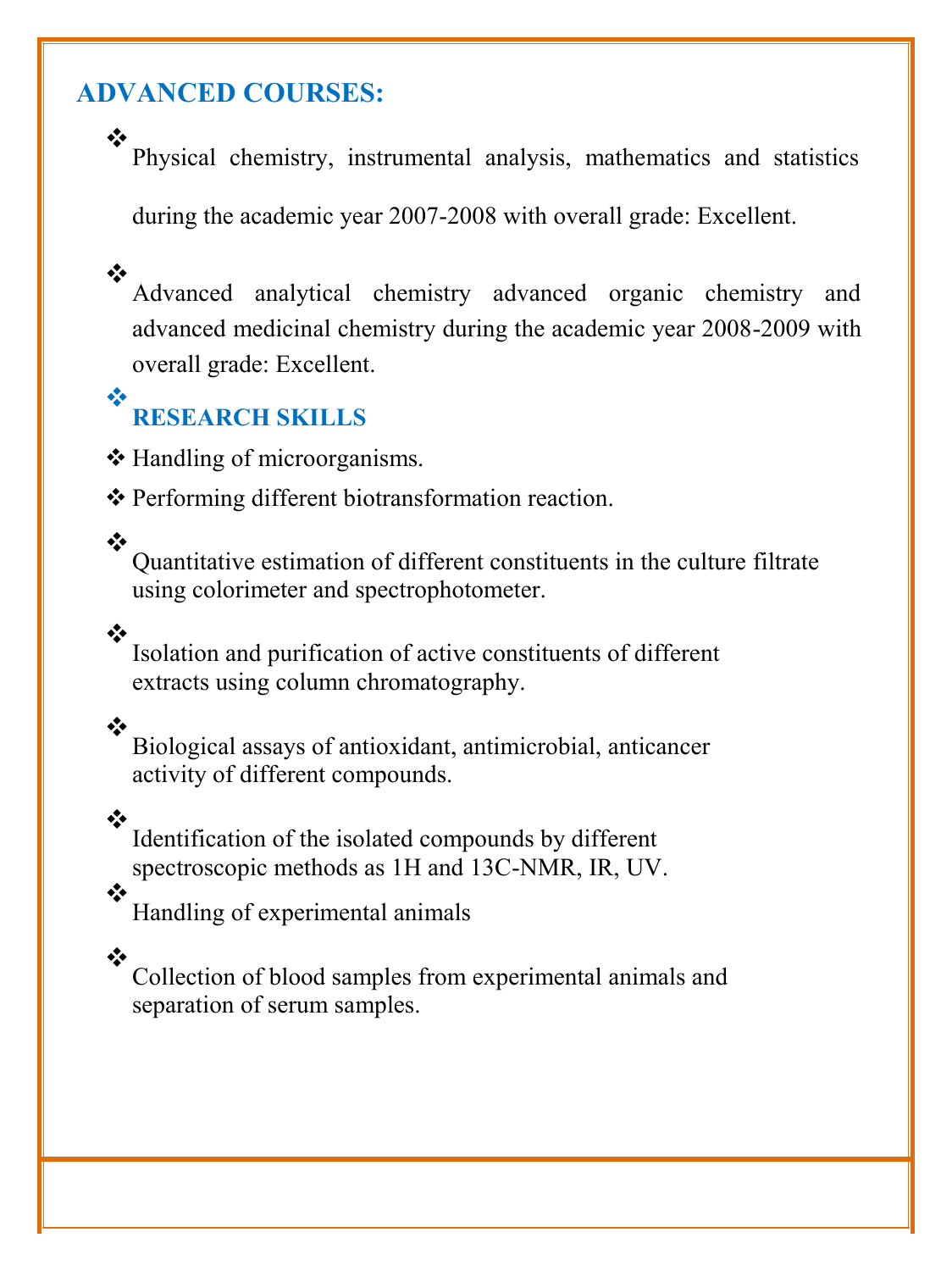## ADVANCED COURSES:

- Physical chemistry, instrumental analysis, mathematics and statistics during the academic year 2007-2008 with overall grade: Excellent.
- Advanced analytical chemistry advanced organic chemistry and advanced medicinal chemistry during the academic year 2008-2009 with overall grade: Excellent.

## RESEARCH SKILLS

- Handling of microorganisms.
- Performing different biotransformation reaction.
- Quantitative estimation of different constituents in the culture filtrate using colorimeter and spectrophotometer.
- Isolation and purification of active constituents of different extracts using column chromatography.
- Biological assays of antioxidant, antimicrobial, anticancer activity of different compounds.
- Identification of the isolated compounds by different spectroscopic methods as $^{1}H$ and $^{13}C$-NMR, IR, UV.
- Handling of experimental animals
- Collection of blood samples from experimental animals and separation of serum samples.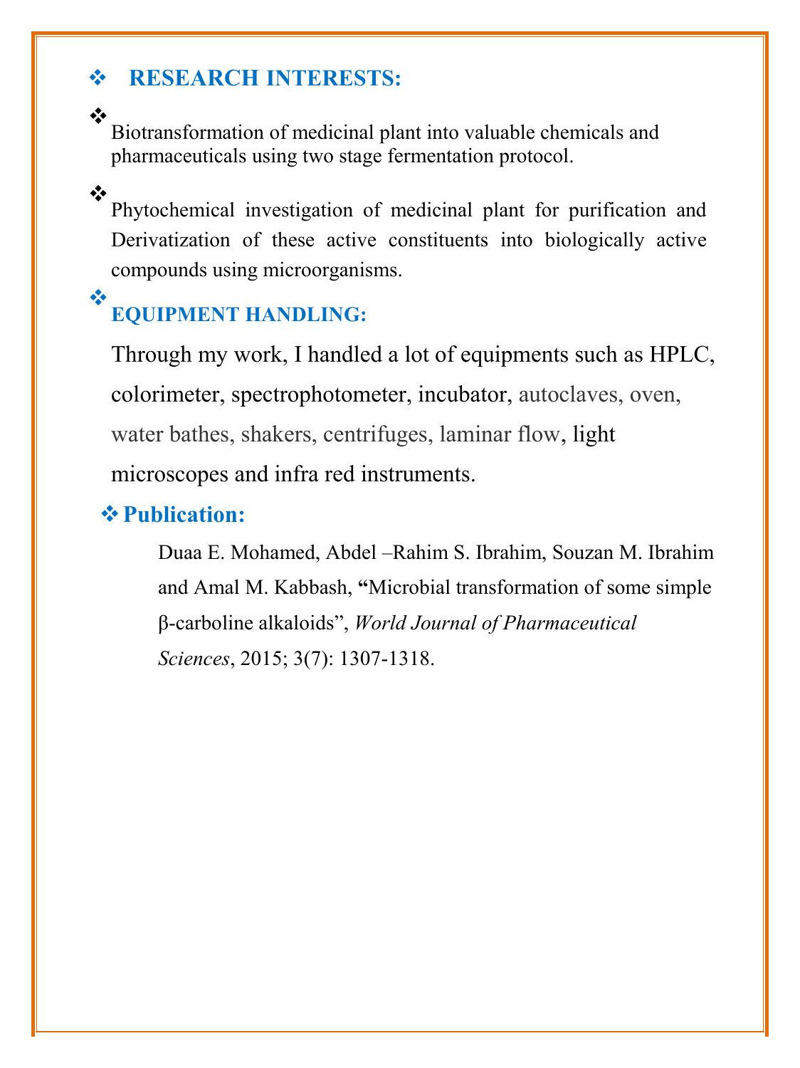## ❖ RESEARCH INTERESTS:

- ❖ Biotransformation of medicinal plant into valuable chemicals and pharmaceuticals using two stage fermentation protocol.
- ❖ Phytochemical investigation of medicinal plant for purification and Derivatization of these active constituents into biologically active compounds using microorganisms.

## ❖ EQUIPMENT HANDLING:

Through my work, I handled a lot of equipments such as HPLC, colorimeter, spectrophotometer, incubator, autoclaves, oven, water bathes, shakers, centrifuges, laminar flow, light microscopes and infra red instruments.

## ❖ Publication:

Duaa E. Mohamed, Abdel –Rahim S. Ibrahim, Souzan M. Ibrahim and Amal M. Kabbash, "Microbial transformation of some simple β-carboline alkaloids", *World Journal of Pharmaceutical Sciences*, 2015; 3(7): 1307-1318.